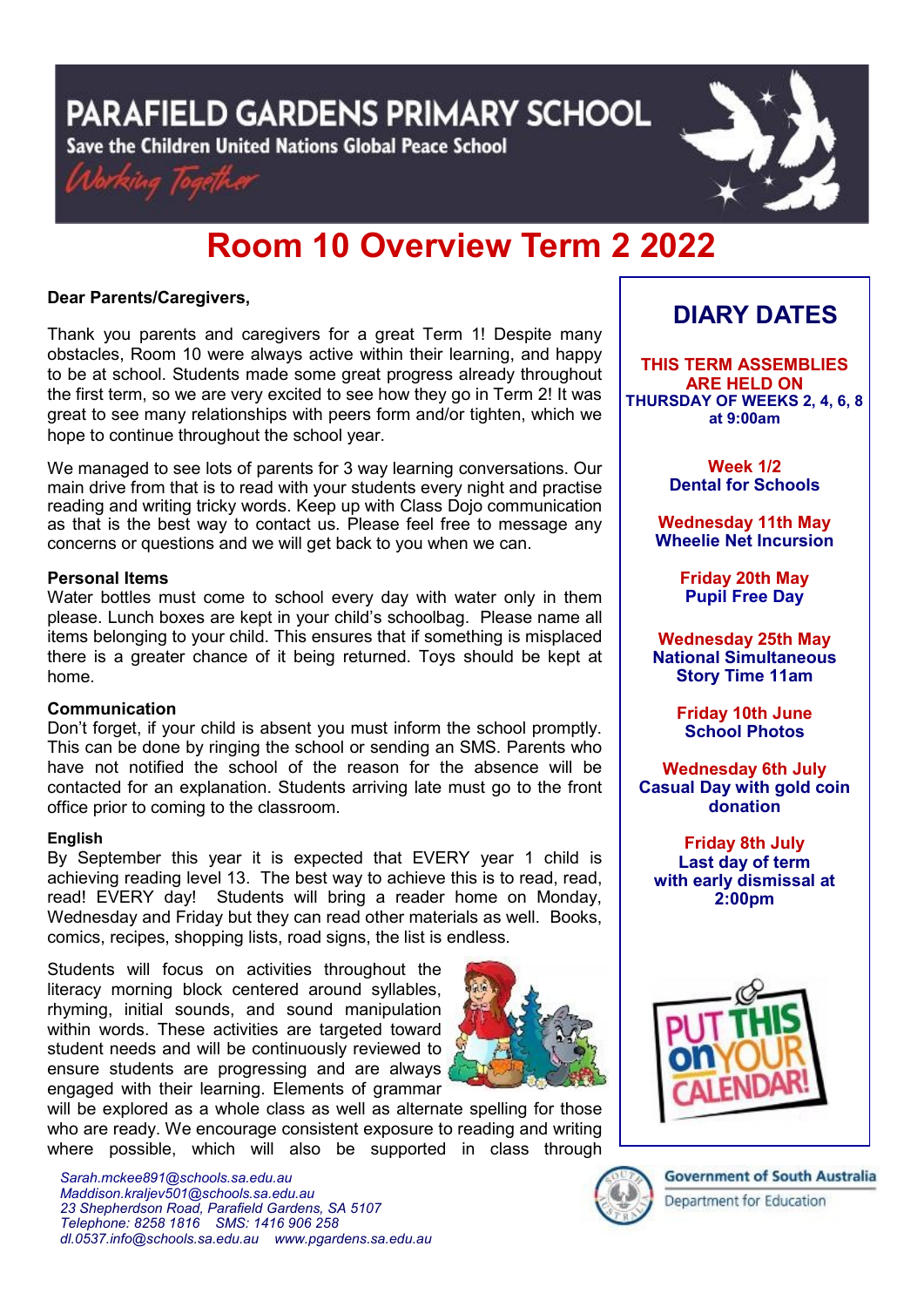# PARAFIELD GARDENS PRIMARY SCHOOL

Save the Children United Nations Global Peace School

*Working Together*

# Room 10 Overview Term 2 2022

**Dear Parents/Caregivers,**

Thank you parents and caregivers for a great Term 1! Despite many obstacles, Room 10 were always active within their learning, and happy to be at school. Students made some great progress already throughout the first term, so we are very excited to see how they go in Term 2! It was great to see many relationships with peers form and/or tighten, which we hope to continue throughout the school year.

We managed to see lots of parents for 3 way learning conversations. Our main drive from that is to read with your students every night and practise reading and writing tricky words. Keep up with Class Dojo communication as that is the best way to contact us. Please feel free to message any concerns or questions and we will get back to you when we can.

**Personal Items**

Water bottles must come to school every day with water only in them please. Lunch boxes are kept in your child's schoolbag. Please name all items belonging to your child. This ensures that if something is misplaced there is a greater chance of it being returned. Toys should be kept at home.

**Communication**

Don't forget, if your child is absent you must inform the school promptly. This can be done by ringing the school or sending an SMS. Parents who have not notified the school of the reason for the absence will be contacted for an explanation. Students arriving late must go to the front office prior to coming to the classroom.

**English**

By September this year it is expected that EVERY year 1 child is achieving reading level 13. The best way to achieve this is to read, read, read! EVERY day! Students will bring a reader home on Monday, Wednesday and Friday but they can read other materials as well. Books, comics, recipes, shopping lists, road signs, the list is endless.

Students will focus on activities throughout the literacy morning block centered around syllables, rhyming, initial sounds, and sound manipulation within words. These activities are targeted toward student needs and will be continuously reviewed to ensure students are progressing and are always engaged with their learning. Elements of grammar will be explored as a whole class as well as alternate spelling for those who are ready. We encourage consistent exposure to reading and writing where possible, which will also be supported in class through

## DIARY DATES

**THIS TERM ASSEMBLIES ARE HELD ON THURSDAY OF WEEKS 2, 4, 6, 8 at 9:00am**

**Week 1/2**
Dental for Schools

**Wednesday 11th May**
Wheelie Net Incursion

**Friday 20th May**
Pupil Free Day

**Wednesday 25th May**
National Simultaneous Story Time 11am

**Friday 10th June**
School Photos

**Wednesday 6th July**
Casual Day with gold coin donation

**Friday 8th July**
Last day of term with early dismissal at 2:00pm

PUT THIS on YOUR CALENDAR!

*Sarah.mckee891@schools.sa.edu.au*
*Maddison.kraljev501@schools.sa.edu.au*
*23 Shepherdson Road, Parafield Gardens, SA 5107*
*Telephone: 8258 1816 SMS: 1416 906 258*
*dl.0537.info@schools.sa.edu.au www.pgardens.sa.edu.au*

Government of South Australia
Department for Education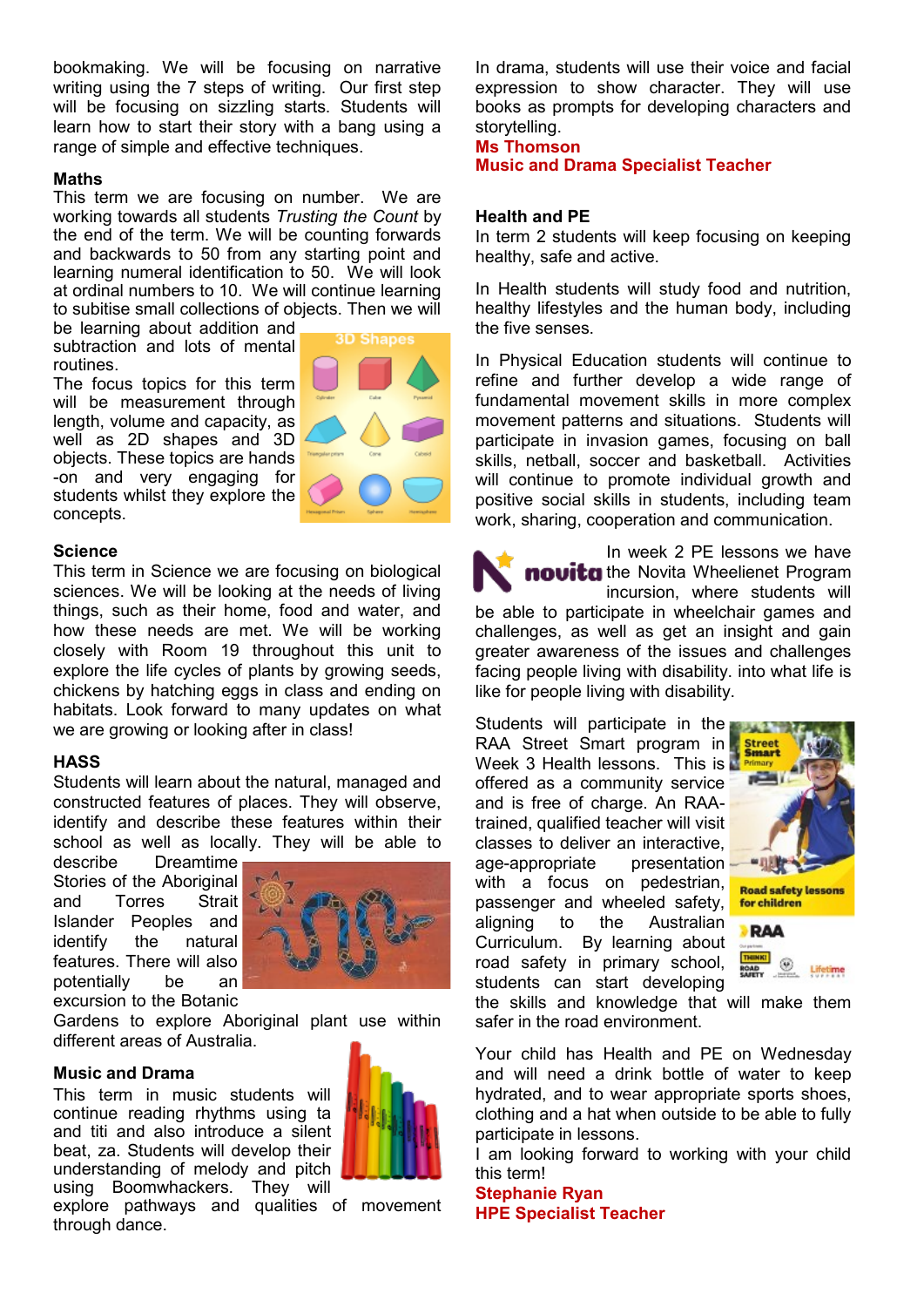bookmaking. We will be focusing on narrative writing using the 7 steps of writing. Our first step will be focusing on sizzling starts. Students will learn how to start their story with a bang using a range of simple and effective techniques.

### Maths

This term we are focusing on number. We are working towards all students *Trusting the Count* by the end of the term. We will be counting forwards and backwards to 50 from any starting point and learning numeral identification to 50. We will look at ordinal numbers to 10. We will continue learning to subitise small collections of objects. Then we will be learning about addition and subtraction and lots of mental routines.

The focus topics for this term will be measurement through length, volume and capacity, as well as 2D shapes and 3D objects. These topics are hands-on and very engaging for students whilst they explore the concepts.

### Science

This term in Science we are focusing on biological sciences. We will be looking at the needs of living things, such as their home, food and water, and how these needs are met. We will be working closely with Room 19 throughout this unit to explore the life cycles of plants by growing seeds, chickens by hatching eggs in class and ending on habitats. Look forward to many updates on what we are growing or looking after in class!

### HASS

Students will learn about the natural, managed and constructed features of places. They will observe, identify and describe these features within their school as well as locally. They will be able to describe Dreamtime Stories of the Aboriginal and Torres Strait Islander Peoples and identify the natural features. There will also potentially be an excursion to the Botanic Gardens to explore Aboriginal plant use within different areas of Australia.

### Music and Drama

This term in music students will continue reading rhythms using ta and titi and also introduce a silent beat, za. Students will develop their understanding of melody and pitch using Boomwhackers. They will explore pathways and qualities of movement through dance.

In drama, students will use their voice and facial expression to show character. They will use books as prompts for developing characters and storytelling.

**Ms Thomson**
**Music and Drama Specialist Teacher**

### Health and PE

In term 2 students will keep focusing on keeping healthy, safe and active.

In Health students will study food and nutrition, healthy lifestyles and the human body, including the five senses.

In Physical Education students will continue to refine and further develop a wide range of fundamental movement skills in more complex movement patterns and situations. Students will participate in invasion games, focusing on ball skills, netball, soccer and basketball. Activities will continue to promote individual growth and positive social skills in students, including team work, sharing, cooperation and communication.

In week 2 PE lessons we have the Novita Wheelienet Program incursion, where students will be able to participate in wheelchair games and challenges, as well as get an insight and gain greater awareness of the issues and challenges facing people living with disability. into what life is like for people living with disability.

Students will participate in the RAA Street Smart program in Week 3 Health lessons. This is offered as a community service and is free of charge. An RAA-trained, qualified teacher will visit classes to deliver an interactive, age-appropriate presentation with a focus on pedestrian, passenger and wheeled safety, aligning to the Australian Curriculum. By learning about road safety in primary school, students can start developing the skills and knowledge that will make them safer in the road environment.

Your child has Health and PE on Wednesday and will need a drink bottle of water to keep hydrated, and to wear appropriate sports shoes, clothing and a hat when outside to be able to fully participate in lessons.

I am looking forward to working with your child this term!

**Stephanie Ryan**
**HPE Specialist Teacher**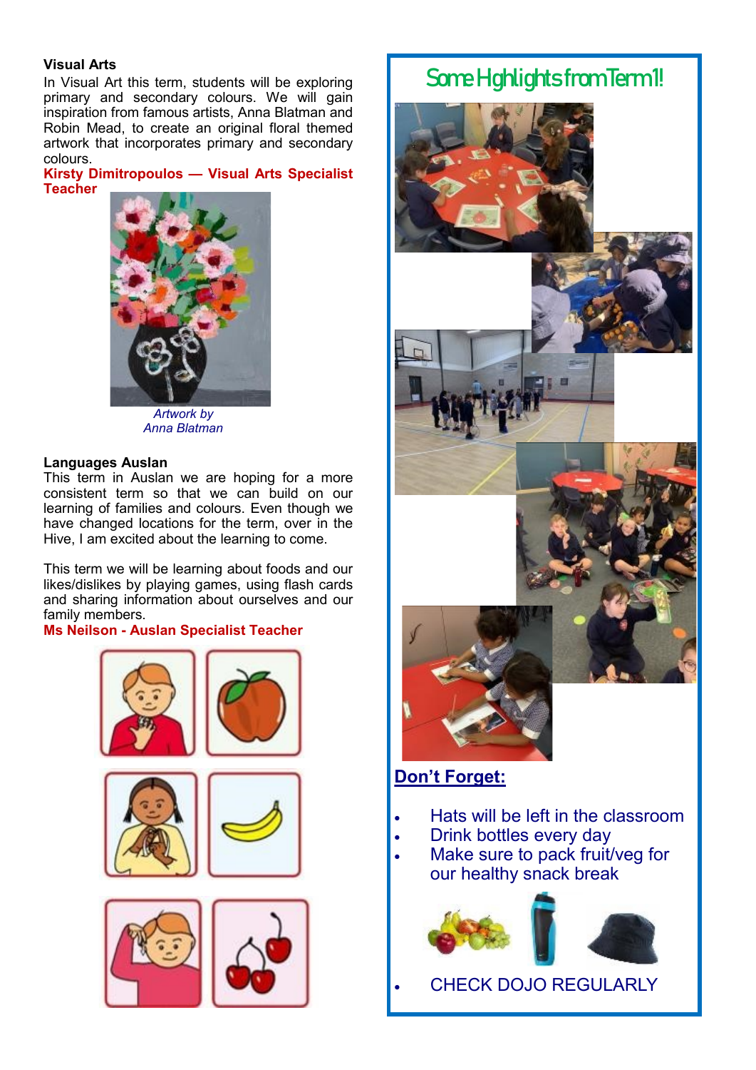### Visual Arts

In Visual Art this term, students will be exploring primary and secondary colours. We will gain inspiration from famous artists, Anna Blatman and Robin Mead, to create an original floral themed artwork that incorporates primary and secondary colours.

**Kirsty Dimitropoulos — Visual Arts Specialist Teacher**

*Artwork by Anna Blatman*

### Languages Auslan

This term in Auslan we are hoping for a more consistent term so that we can build on our learning of families and colours. Even though we have changed locations for the term, over in the Hive, I am excited about the learning to come.

This term we will be learning about foods and our likes/dislikes by playing games, using flash cards and sharing information about ourselves and our family members.

**Ms Neilson - Auslan Specialist Teacher**

## Some Highlights from Term 1!

### Don't Forget:

- Hats will be left in the classroom
- Drink bottles every day
- Make sure to pack fruit/veg for our healthy snack break
- CHECK DOJO REGULARLY